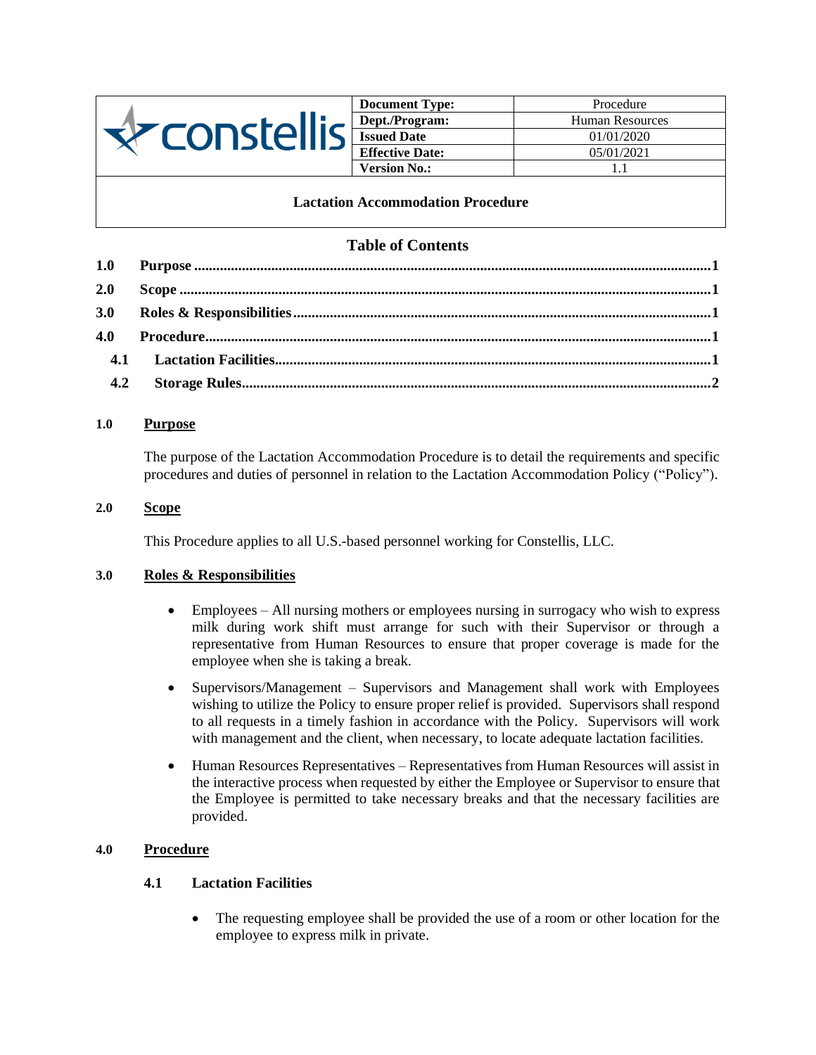| constellis | Document Type: | Procedure |
|---|---|---|
| | Dept./Program: | Human Resources |
| | Issued Date | 01/01/2020 |
| | Effective Date: | 05/01/2021 |
| | Version No.: | 1.1 |

**Lactation Accommodation Procedure**

## Table of Contents

- **1.0 Purpose** ........ 1
- **2.0 Scope** ........ 1
- **3.0 Roles & Responsibilities** ........ 1
- **4.0 Procedure** ........ 1
  - **4.1 Lactation Facilities** ........ 1
  - **4.2 Storage Rules** ........ 2

## 1.0 Purpose

The purpose of the Lactation Accommodation Procedure is to detail the requirements and specific procedures and duties of personnel in relation to the Lactation Accommodation Policy ("Policy").

## 2.0 Scope

This Procedure applies to all U.S.-based personnel working for Constellis, LLC.

## 3.0 Roles & Responsibilities

- Employees – All nursing mothers or employees nursing in surrogacy who wish to express milk during work shift must arrange for such with their Supervisor or through a representative from Human Resources to ensure that proper coverage is made for the employee when she is taking a break.
- Supervisors/Management – Supervisors and Management shall work with Employees wishing to utilize the Policy to ensure proper relief is provided. Supervisors shall respond to all requests in a timely fashion in accordance with the Policy. Supervisors will work with management and the client, when necessary, to locate adequate lactation facilities.
- Human Resources Representatives – Representatives from Human Resources will assist in the interactive process when requested by either the Employee or Supervisor to ensure that the Employee is permitted to take necessary breaks and that the necessary facilities are provided.

## 4.0 Procedure

### 4.1 Lactation Facilities

- The requesting employee shall be provided the use of a room or other location for the employee to express milk in private.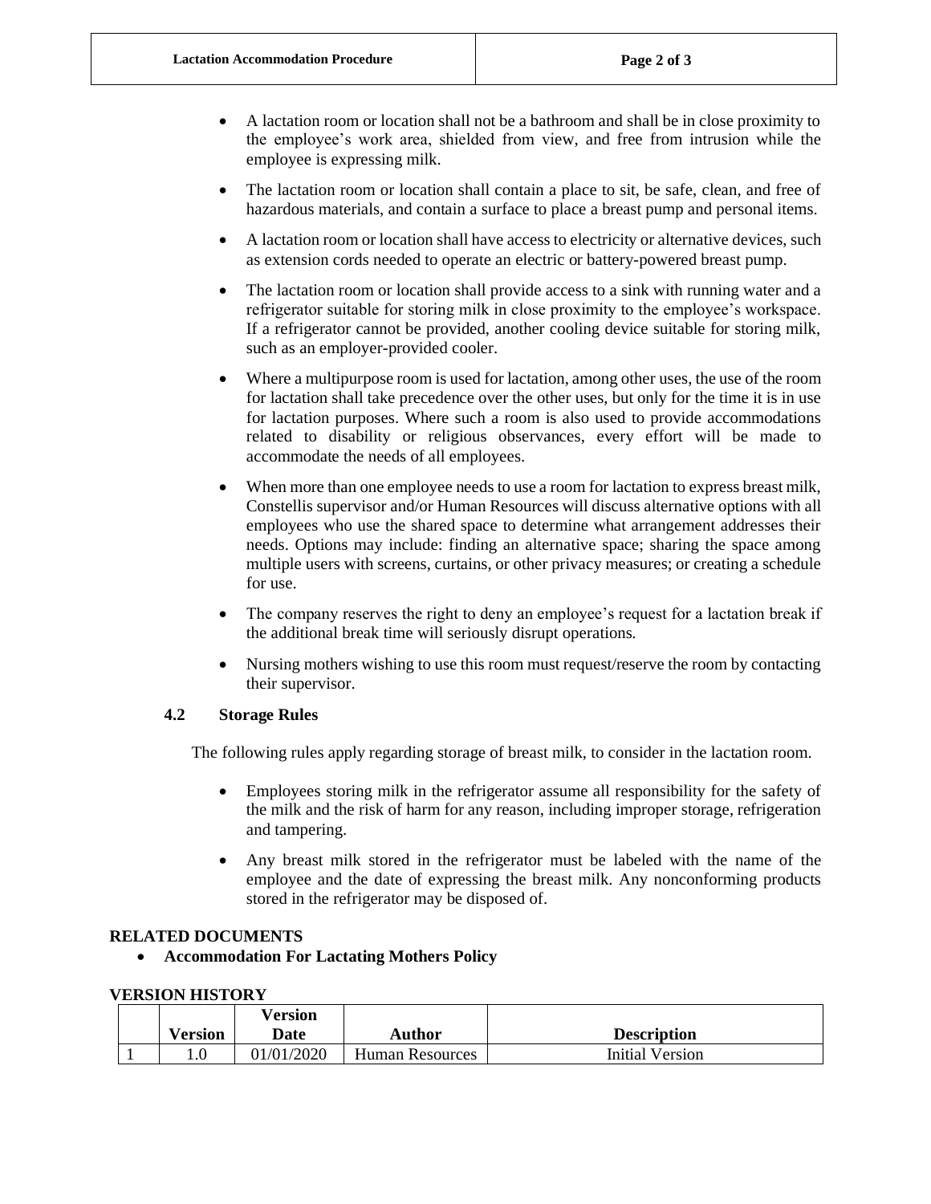- A lactation room or location shall not be a bathroom and shall be in close proximity to the employee's work area, shielded from view, and free from intrusion while the employee is expressing milk.
- The lactation room or location shall contain a place to sit, be safe, clean, and free of hazardous materials, and contain a surface to place a breast pump and personal items.
- A lactation room or location shall have access to electricity or alternative devices, such as extension cords needed to operate an electric or battery-powered breast pump.
- The lactation room or location shall provide access to a sink with running water and a refrigerator suitable for storing milk in close proximity to the employee's workspace. If a refrigerator cannot be provided, another cooling device suitable for storing milk, such as an employer-provided cooler.
- Where a multipurpose room is used for lactation, among other uses, the use of the room for lactation shall take precedence over the other uses, but only for the time it is in use for lactation purposes. Where such a room is also used to provide accommodations related to disability or religious observances, every effort will be made to accommodate the needs of all employees.
- When more than one employee needs to use a room for lactation to express breast milk, Constellis supervisor and/or Human Resources will discuss alternative options with all employees who use the shared space to determine what arrangement addresses their needs. Options may include: finding an alternative space; sharing the space among multiple users with screens, curtains, or other privacy measures; or creating a schedule for use.
- The company reserves the right to deny an employee's request for a lactation break if the additional break time will seriously disrupt operations.
- Nursing mothers wishing to use this room must request/reserve the room by contacting their supervisor.

### 4.2 Storage Rules

The following rules apply regarding storage of breast milk, to consider in the lactation room.

- Employees storing milk in the refrigerator assume all responsibility for the safety of the milk and the risk of harm for any reason, including improper storage, refrigeration and tampering.
- Any breast milk stored in the refrigerator must be labeled with the name of the employee and the date of expressing the breast milk. Any nonconforming products stored in the refrigerator may be disposed of.

## RELATED DOCUMENTS

- **Accommodation For Lactating Mothers Policy**

## VERSION HISTORY

| | Version | Version Date | Author | Description |
|---|---|---|---|---|
| 1 | 1.0 | 01/01/2020 | Human Resources | Initial Version |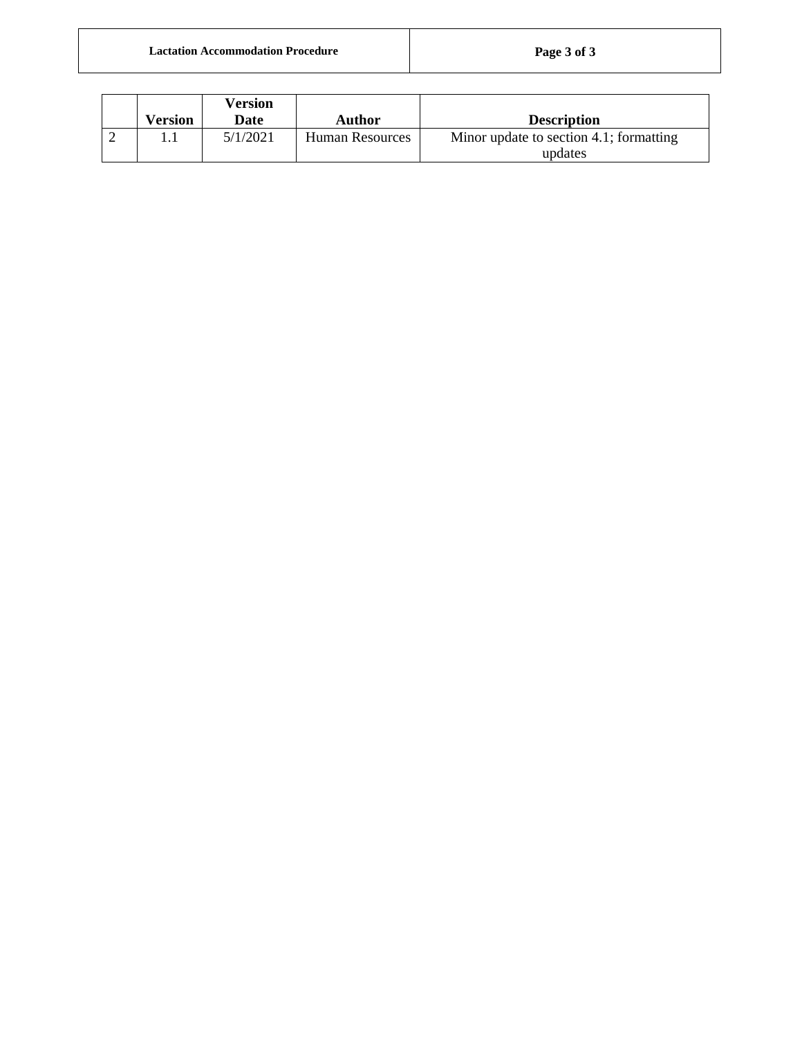| | Version | Version Date | Author | Description |
|---|---|---|---|---|
| 2 | 1.1 | 5/1/2021 | Human Resources | Minor update to section 4.1; formatting updates |